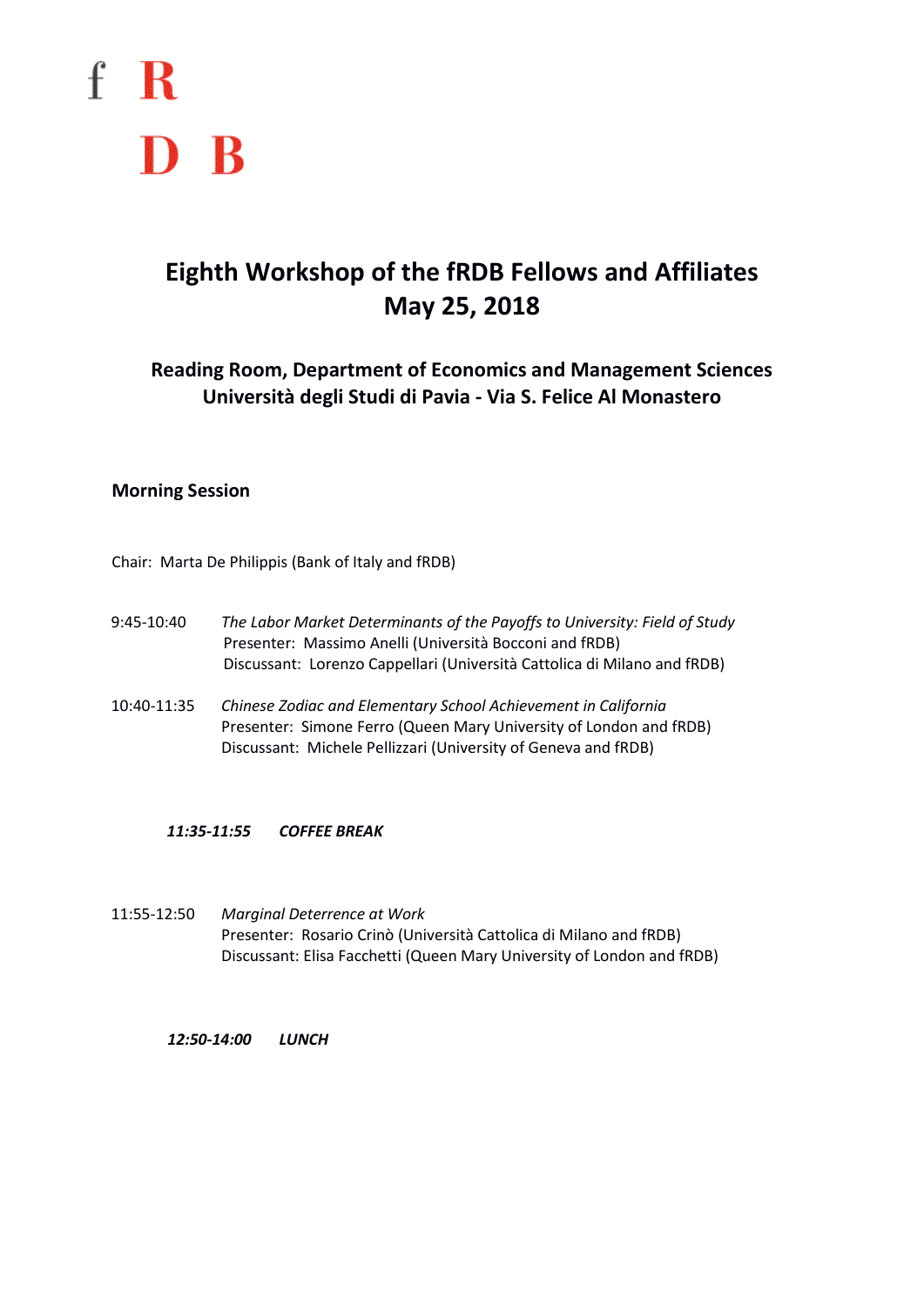f R
D B

# Eighth Workshop of the fRDB Fellows and Affiliates
# May 25, 2018

### Reading Room, Department of Economics and Management Sciences
### Università degli Studi di Pavia - Via S. Felice Al Monastero

## Morning Session

Chair: Marta De Philippis (Bank of Italy and fRDB)

9:45-10:40 *The Labor Market Determinants of the Payoffs to University: Field of Study*
Presenter: Massimo Anelli (Università Bocconi and fRDB)
Discussant: Lorenzo Cappellari (Università Cattolica di Milano and fRDB)

10:40-11:35 *Chinese Zodiac and Elementary School Achievement in California*
Presenter: Simone Ferro (Queen Mary University of London and fRDB)
Discussant: Michele Pellizzari (University of Geneva and fRDB)

***11:35-11:55 COFFEE BREAK***

11:55-12:50 *Marginal Deterrence at Work*
Presenter: Rosario Crinò (Università Cattolica di Milano and fRDB)
Discussant: Elisa Facchetti (Queen Mary University of London and fRDB)

***12:50-14:00 LUNCH***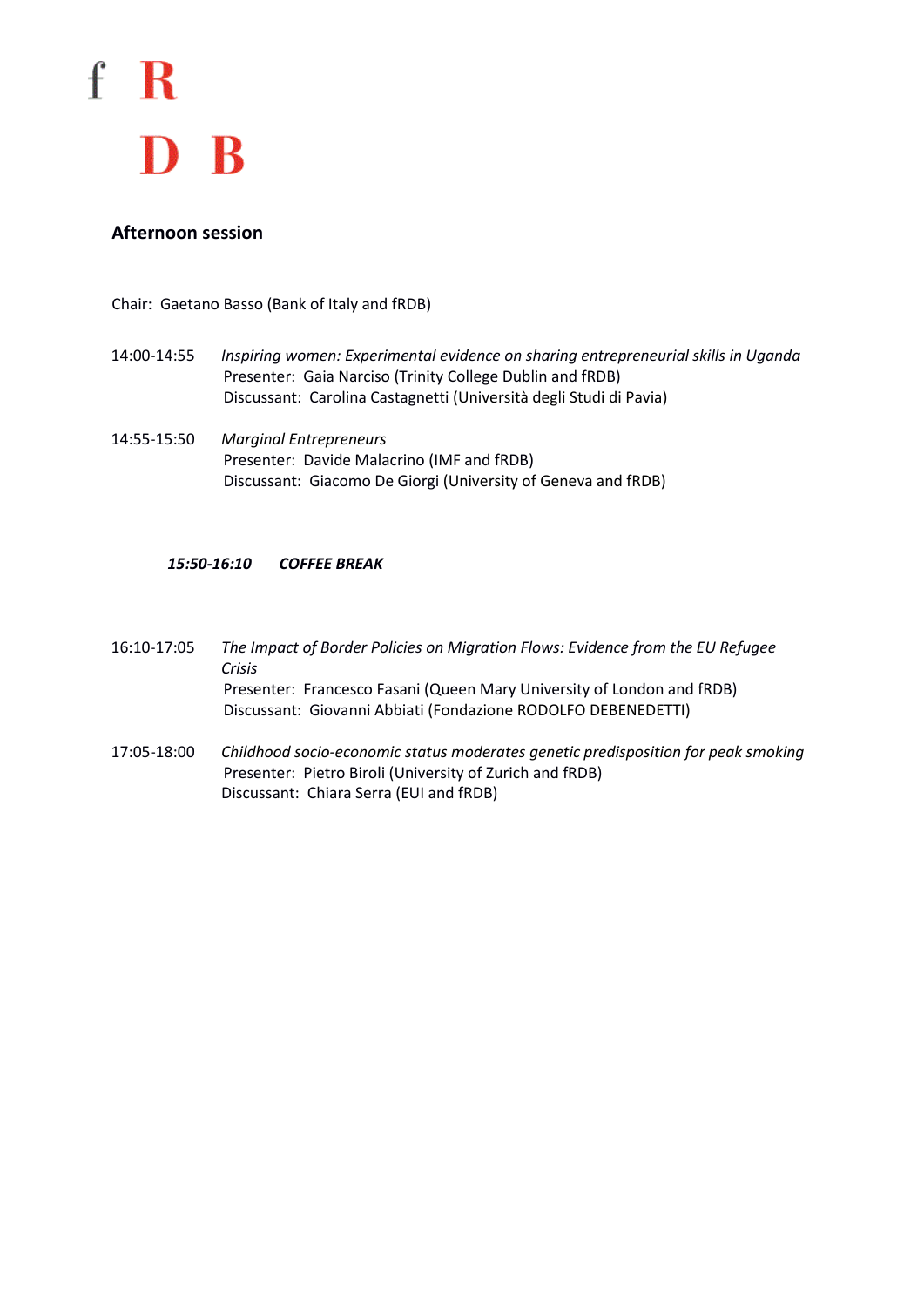f R
D B

## Afternoon session

Chair: Gaetano Basso (Bank of Italy and fRDB)

14:00-14:55 *Inspiring women: Experimental evidence on sharing entrepreneurial skills in Uganda*
Presenter: Gaia Narciso (Trinity College Dublin and fRDB)
Discussant: Carolina Castagnetti (Università degli Studi di Pavia)

14:55-15:50 *Marginal Entrepreneurs*
Presenter: Davide Malacrino (IMF and fRDB)
Discussant: Giacomo De Giorgi (University of Geneva and fRDB)

***15:50-16:10 COFFEE BREAK***

16:10-17:05 *The Impact of Border Policies on Migration Flows: Evidence from the EU Refugee Crisis*
Presenter: Francesco Fasani (Queen Mary University of London and fRDB)
Discussant: Giovanni Abbiati (Fondazione RODOLFO DEBENEDETTI)

17:05-18:00 *Childhood socio-economic status moderates genetic predisposition for peak smoking*
Presenter: Pietro Biroli (University of Zurich and fRDB)
Discussant: Chiara Serra (EUI and fRDB)